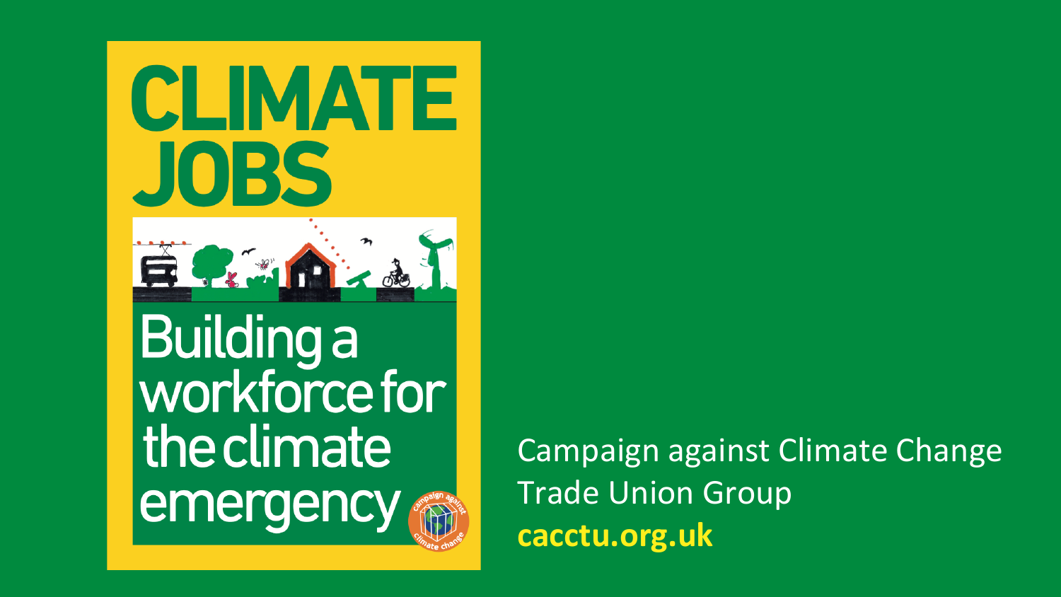# CLIMATE JOBS

## Building a workforce for the climate emergency

Campaign against Climate Change Trade Union Group

**cacctu.org.uk**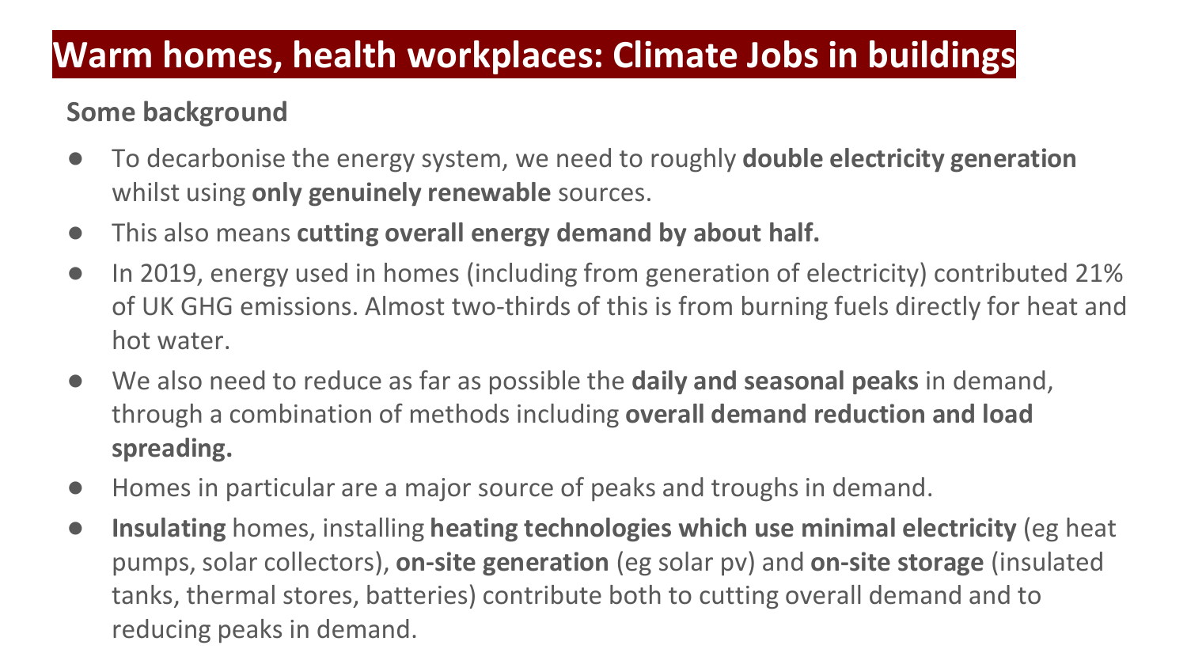# Warm homes, health workplaces: Climate Jobs in buildings

**Some background**

- To decarbonise the energy system, we need to roughly **double electricity generation** whilst using **only genuinely renewable** sources.
- This also means **cutting overall energy demand by about half.**
- In 2019, energy used in homes (including from generation of electricity) contributed 21% of UK GHG emissions. Almost two-thirds of this is from burning fuels directly for heat and hot water.
- We also need to reduce as far as possible the **daily and seasonal peaks** in demand, through a combination of methods including **overall demand reduction and load spreading.**
- Homes in particular are a major source of peaks and troughs in demand.
- **Insulating** homes, installing **heating technologies which use minimal electricity** (eg heat pumps, solar collectors), **on-site generation** (eg solar pv) and **on-site storage** (insulated tanks, thermal stores, batteries) contribute both to cutting overall demand and to reducing peaks in demand.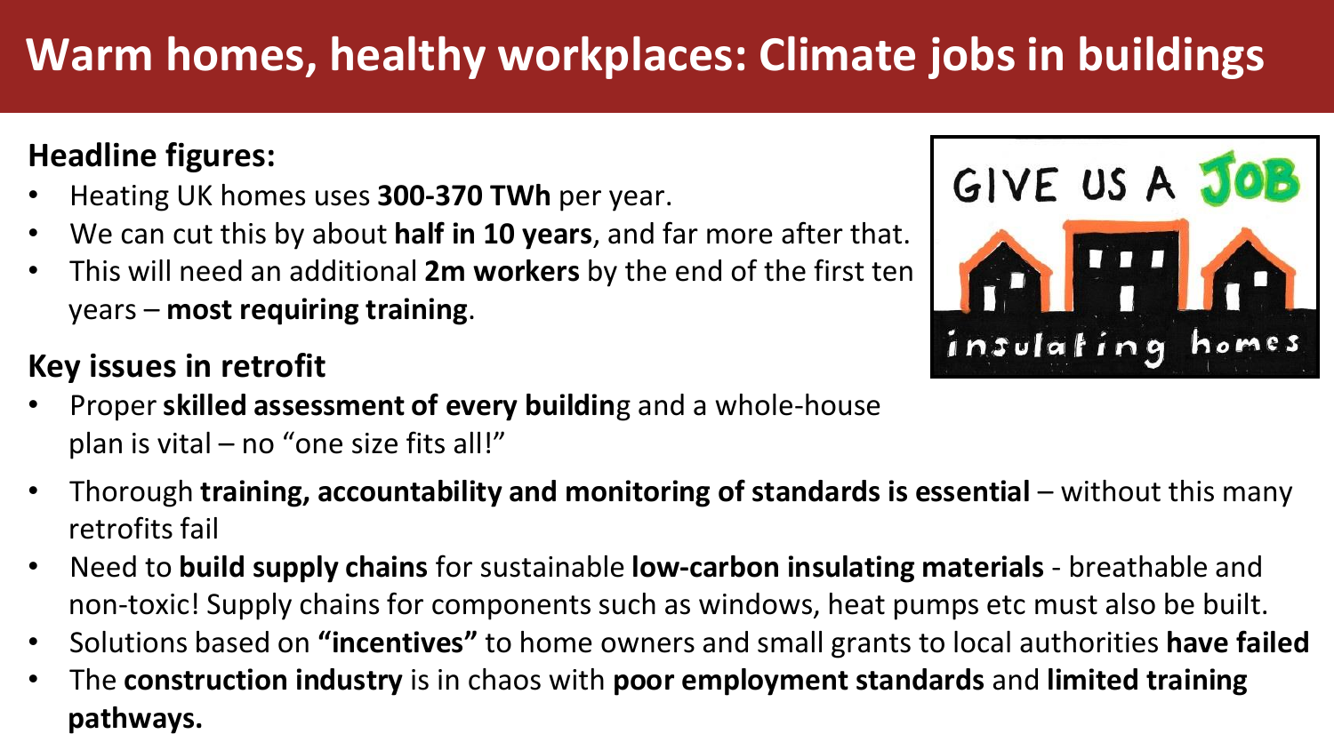# Warm homes, healthy workplaces: Climate jobs in buildings

**Headline figures:**

- Heating UK homes uses **300-370 TWh** per year.
- We can cut this by about **half in 10 years**, and far more after that.
- This will need an additional **2m workers** by the end of the first ten years – **most requiring training**.

**Key issues in retrofit**

- Proper **skilled assessment of every buildin**g and a whole-house plan is vital – no "one size fits all!"
- Thorough **training, accountability and monitoring of standards is essential** – without this many retrofits fail
- Need to **build supply chains** for sustainable **low-carbon insulating materials** - breathable and non-toxic! Supply chains for components such as windows, heat pumps etc must also be built.
- Solutions based on **"incentives"** to home owners and small grants to local authorities **have failed**
- The **construction industry** is in chaos with **poor employment standards** and **limited training pathways.**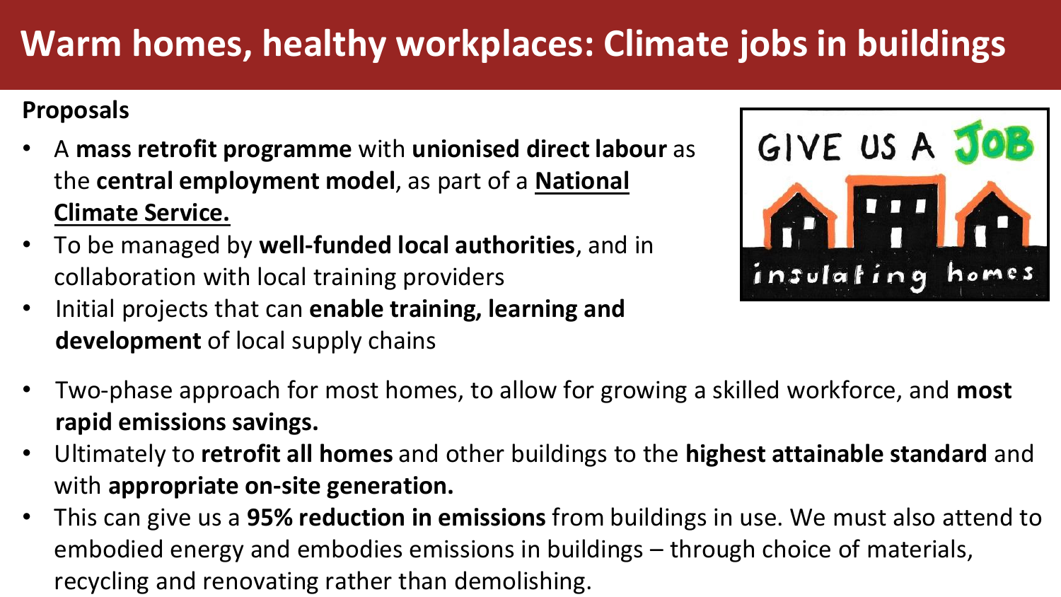# Warm homes, healthy workplaces: Climate jobs in buildings

**Proposals**

- A **mass retrofit programme** with **unionised direct labour** as the **central employment model**, as part of a **National Climate Service.**
- To be managed by **well-funded local authorities**, and in collaboration with local training providers
- Initial projects that can **enable training, learning and development** of local supply chains
- Two-phase approach for most homes, to allow for growing a skilled workforce, and **most rapid emissions savings.**
- Ultimately to **retrofit all homes** and other buildings to the **highest attainable standard** and with **appropriate on-site generation.**
- This can give us a **95% reduction in emissions** from buildings in use. We must also attend to embodied energy and embodies emissions in buildings – through choice of materials, recycling and renovating rather than demolishing.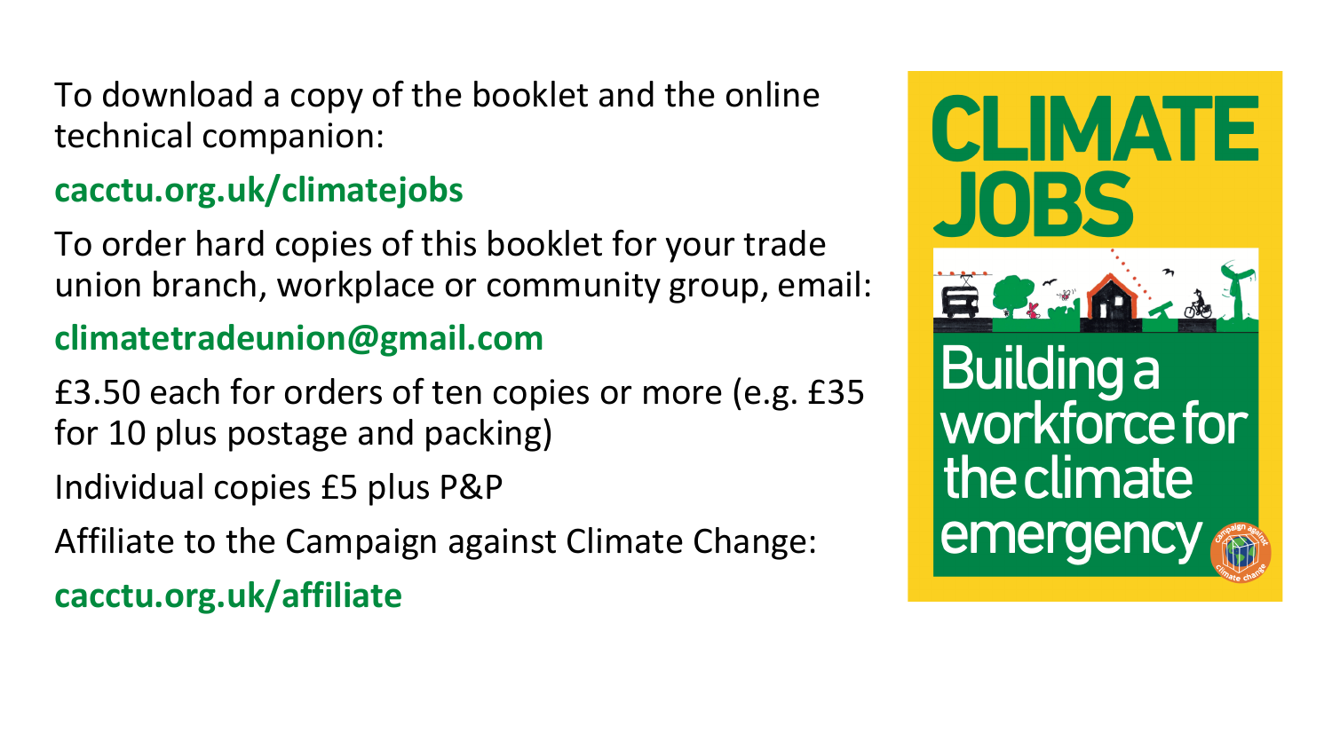To download a copy of the booklet and the online technical companion:

**cacctu.org.uk/climatejobs**

To order hard copies of this booklet for your trade union branch, workplace or community group, email:

**climatetradeunion@gmail.com**

£3.50 each for orders of ten copies or more (e.g. £35 for 10 plus postage and packing)

Individual copies £5 plus P&P

Affiliate to the Campaign against Climate Change:

**cacctu.org.uk/affiliate**

CLIMATE JOBS

Building a workforce for the climate emergency